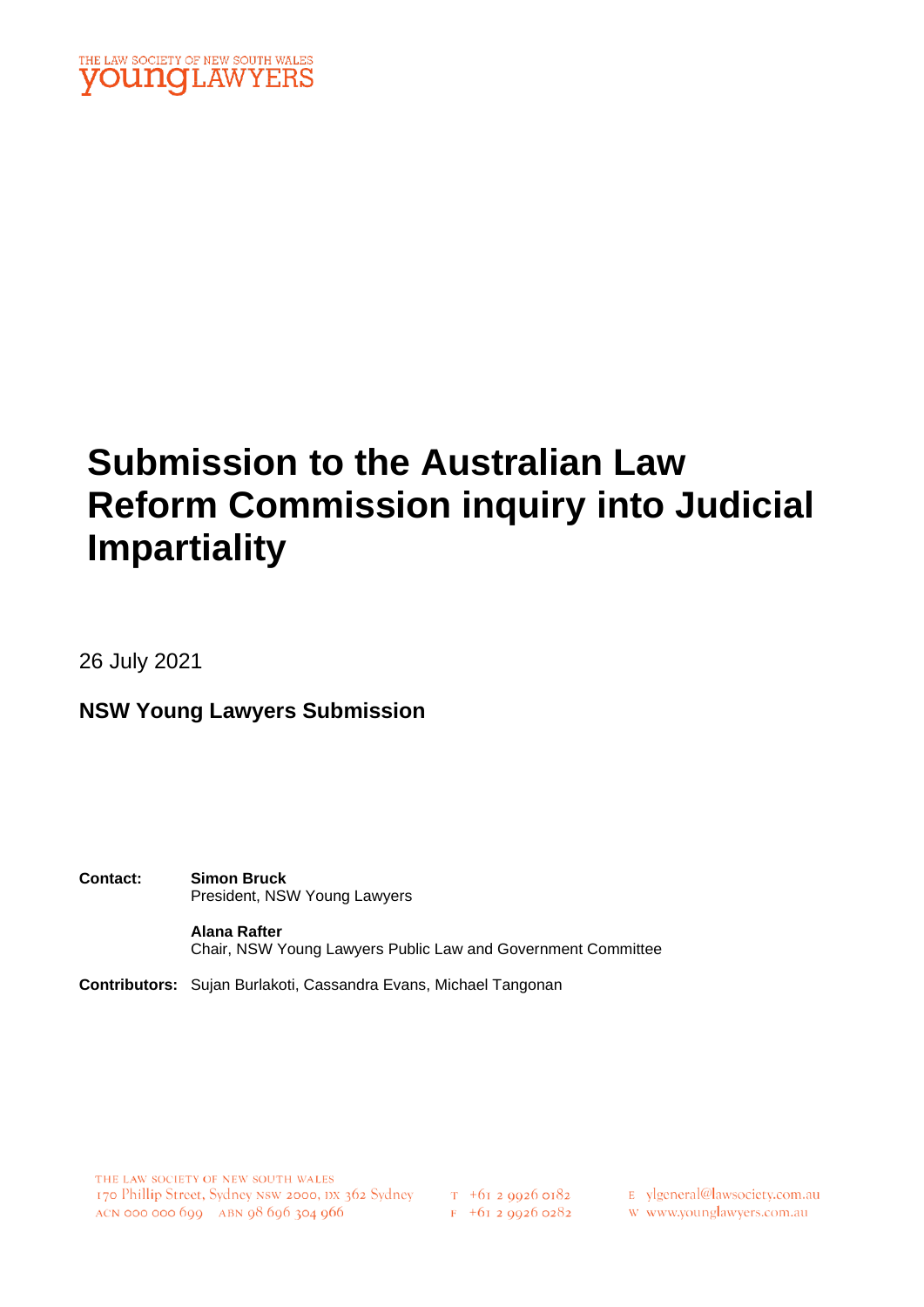THE LAW SOCIETY OF NEW SOUTH WALES
**young LAWYERS**

# Submission to the Australian Law Reform Commission inquiry into Judicial Impartiality

26 July 2021

**NSW Young Lawyers Submission**

**Contact:** **Simon Bruck**
President, NSW Young Lawyers

**Alana Rafter**
Chair, NSW Young Lawyers Public Law and Government Committee

**Contributors:** Sujan Burlakoti, Cassandra Evans, Michael Tangonan

THE LAW SOCIETY OF NEW SOUTH WALES
170 Phillip Street, Sydney NSW 2000, DX 362 Sydney
ACN 000 000 699 ABN 98 696 304 966

T +61 2 9926 0182
F +61 2 9926 0282

E ylgeneral@lawsociety.com.au
W www.younglawyers.com.au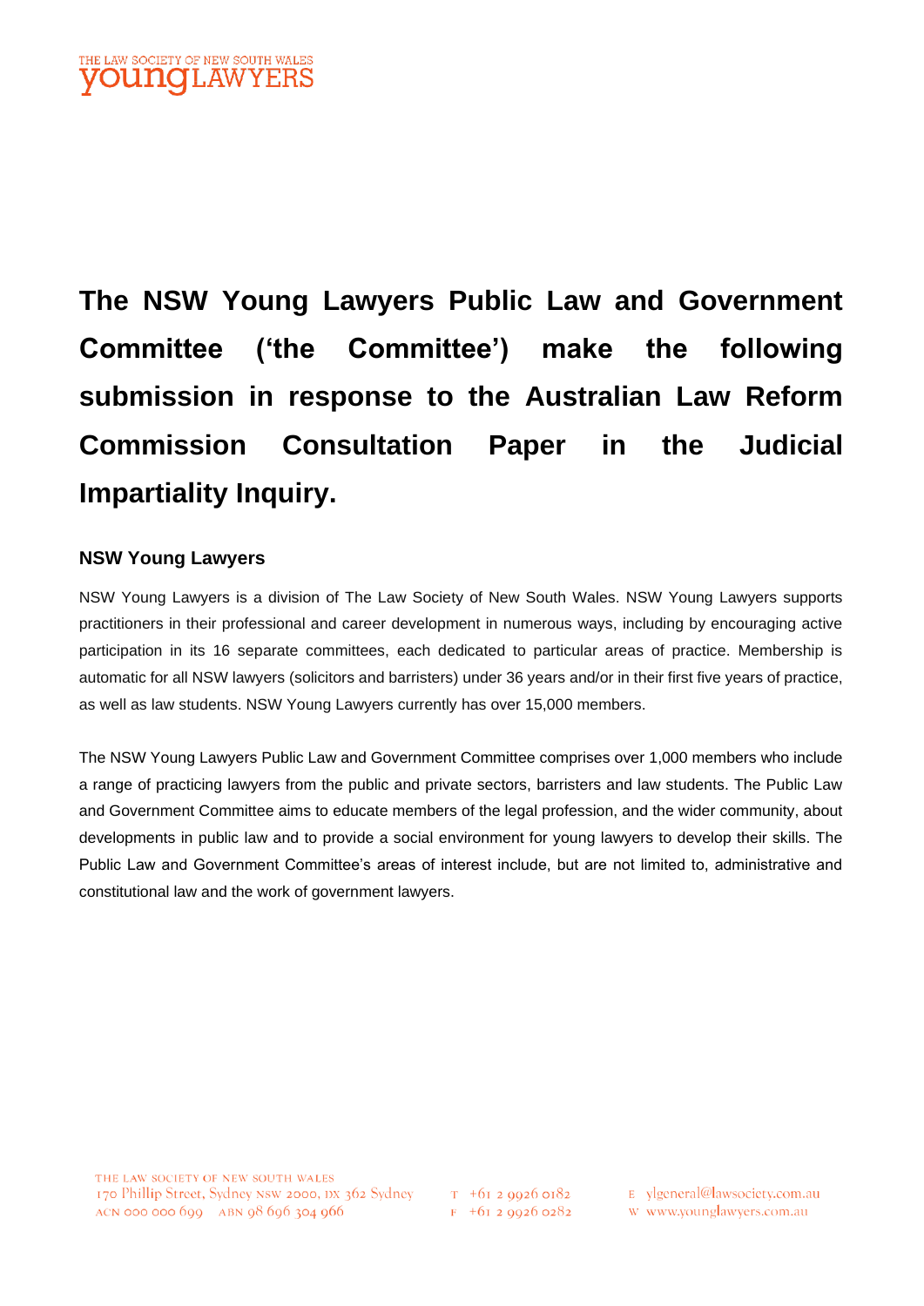**The NSW Young Lawyers Public Law and Government Committee ('the Committee') make the following submission in response to the Australian Law Reform Commission Consultation Paper in the Judicial Impartiality Inquiry.**

### NSW Young Lawyers

NSW Young Lawyers is a division of The Law Society of New South Wales. NSW Young Lawyers supports practitioners in their professional and career development in numerous ways, including by encouraging active participation in its 16 separate committees, each dedicated to particular areas of practice. Membership is automatic for all NSW lawyers (solicitors and barristers) under 36 years and/or in their first five years of practice, as well as law students. NSW Young Lawyers currently has over 15,000 members.

The NSW Young Lawyers Public Law and Government Committee comprises over 1,000 members who include a range of practicing lawyers from the public and private sectors, barristers and law students. The Public Law and Government Committee aims to educate members of the legal profession, and the wider community, about developments in public law and to provide a social environment for young lawyers to develop their skills. The Public Law and Government Committee's areas of interest include, but are not limited to, administrative and constitutional law and the work of government lawyers.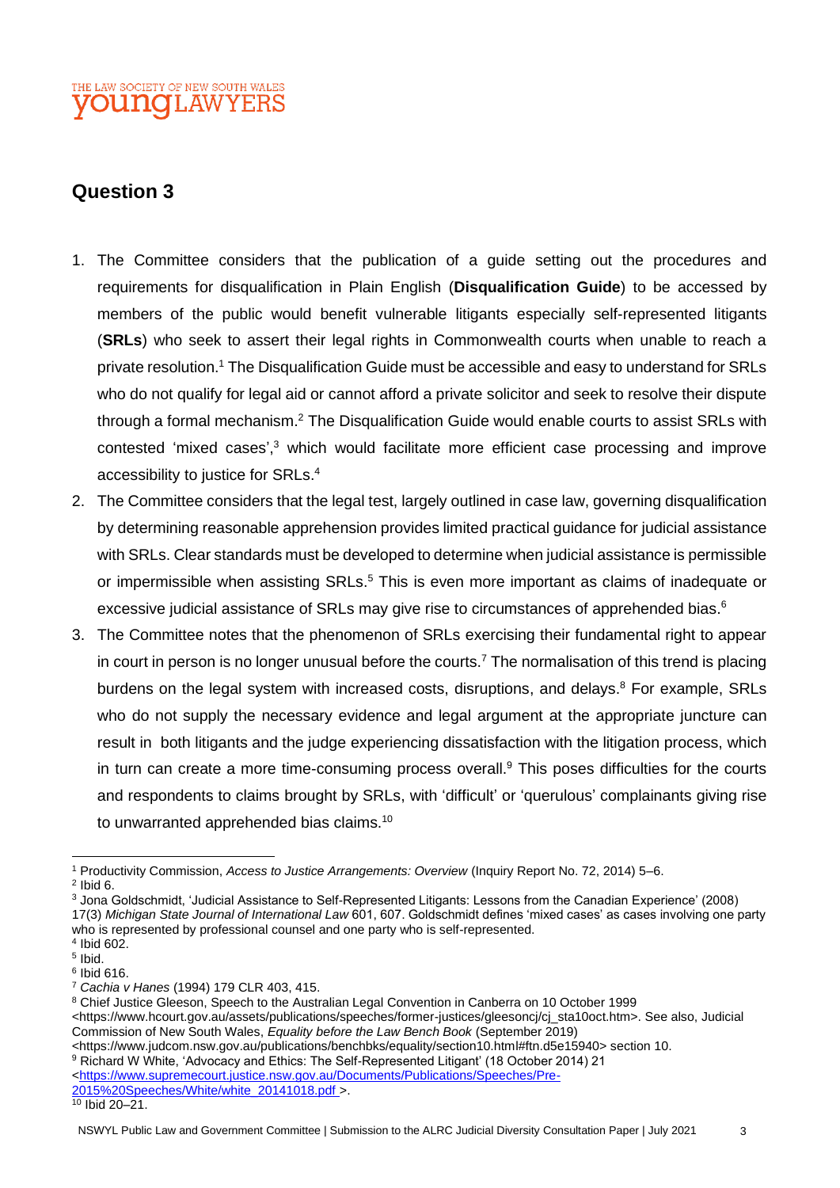## Question 3

1. The Committee considers that the publication of a guide setting out the procedures and requirements for disqualification in Plain English (**Disqualification Guide**) to be accessed by members of the public would benefit vulnerable litigants especially self-represented litigants (**SRLs**) who seek to assert their legal rights in Commonwealth courts when unable to reach a private resolution.[1] The Disqualification Guide must be accessible and easy to understand for SRLs who do not qualify for legal aid or cannot afford a private solicitor and seek to resolve their dispute through a formal mechanism.[2] The Disqualification Guide would enable courts to assist SRLs with contested 'mixed cases',[3] which would facilitate more efficient case processing and improve accessibility to justice for SRLs.[4]
2. The Committee considers that the legal test, largely outlined in case law, governing disqualification by determining reasonable apprehension provides limited practical guidance for judicial assistance with SRLs. Clear standards must be developed to determine when judicial assistance is permissible or impermissible when assisting SRLs.[5] This is even more important as claims of inadequate or excessive judicial assistance of SRLs may give rise to circumstances of apprehended bias.[6]
3. The Committee notes that the phenomenon of SRLs exercising their fundamental right to appear in court in person is no longer unusual before the courts.[7] The normalisation of this trend is placing burdens on the legal system with increased costs, disruptions, and delays.[8] For example, SRLs who do not supply the necessary evidence and legal argument at the appropriate juncture can result in both litigants and the judge experiencing dissatisfaction with the litigation process, which in turn can create a more time-consuming process overall.[9] This poses difficulties for the courts and respondents to claims brought by SRLs, with 'difficult' or 'querulous' complainants giving rise to unwarranted apprehended bias claims.[10]

---

[1] Productivity Commission, *Access to Justice Arrangements: Overview* (Inquiry Report No. 72, 2014) 5–6.
[2] Ibid 6.
[3] Jona Goldschmidt, 'Judicial Assistance to Self-Represented Litigants: Lessons from the Canadian Experience' (2008) 17(3) *Michigan State Journal of International Law* 601, 607. Goldschmidt defines 'mixed cases' as cases involving one party who is represented by professional counsel and one party who is self-represented.
[4] Ibid 602.
[5] Ibid.
[6] Ibid 616.
[7] *Cachia v Hanes* (1994) 179 CLR 403, 415.
[8] Chief Justice Gleeson, Speech to the Australian Legal Convention in Canberra on 10 October 1999 <https://www.hcourt.gov.au/assets/publications/speeches/former-justices/gleesoncj/cj_sta10oct.htm>. See also, Judicial Commission of New South Wales, *Equality before the Law Bench Book* (September 2019) <https://www.judcom.nsw.gov.au/publications/benchbks/equality/section10.html#ftn.d5e15940> section 10.
[9] Richard W White, 'Advocacy and Ethics: The Self-Represented Litigant' (18 October 2014) 21 <https://www.supremecourt.justice.nsw.gov.au/Documents/Publications/Speeches/Pre-2015%20Speeches/White/white_20141018.pdf >.
[10] Ibid 20–21.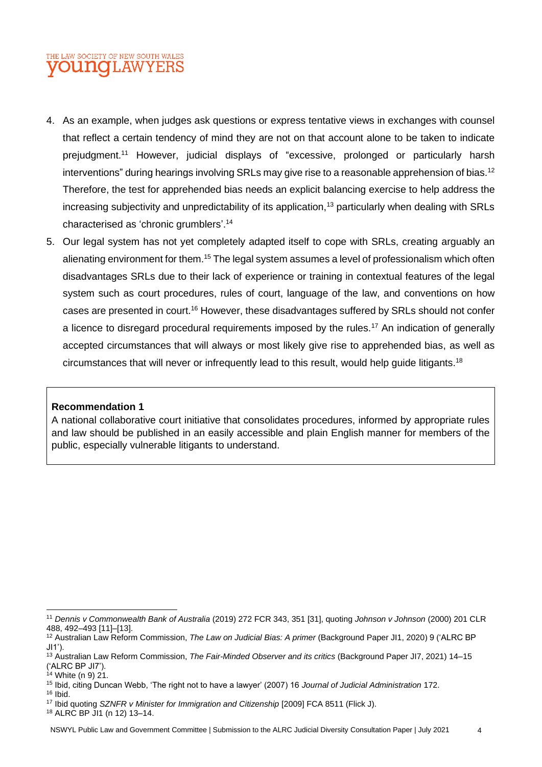4. As an example, when judges ask questions or express tentative views in exchanges with counsel that reflect a certain tendency of mind they are not on that account alone to be taken to indicate prejudgment.[11] However, judicial displays of "excessive, prolonged or particularly harsh interventions" during hearings involving SRLs may give rise to a reasonable apprehension of bias.[12] Therefore, the test for apprehended bias needs an explicit balancing exercise to help address the increasing subjectivity and unpredictability of its application,[13] particularly when dealing with SRLs characterised as 'chronic grumblers'.[14]

5. Our legal system has not yet completely adapted itself to cope with SRLs, creating arguably an alienating environment for them.[15] The legal system assumes a level of professionalism which often disadvantages SRLs due to their lack of experience or training in contextual features of the legal system such as court procedures, rules of court, language of the law, and conventions on how cases are presented in court.[16] However, these disadvantages suffered by SRLs should not confer a licence to disregard procedural requirements imposed by the rules.[17] An indication of generally accepted circumstances that will always or most likely give rise to apprehended bias, as well as circumstances that will never or infrequently lead to this result, would help guide litigants.[18]

> **Recommendation 1**
> A national collaborative court initiative that consolidates procedures, informed by appropriate rules and law should be published in an easily accessible and plain English manner for members of the public, especially vulnerable litigants to understand.

---

[11] *Dennis v Commonwealth Bank of Australia* (2019) 272 FCR 343, 351 [31], quoting *Johnson v Johnson* (2000) 201 CLR 488, 492–493 [11]–[13].

[12] Australian Law Reform Commission, *The Law on Judicial Bias: A primer* (Background Paper JI1, 2020) 9 ('ALRC BP JI1').

[13] Australian Law Reform Commission, *The Fair-Minded Observer and its critics* (Background Paper JI7, 2021) 14–15 ('ALRC BP JI7').

[14] White (n 9) 21.

[15] Ibid, citing Duncan Webb, 'The right not to have a lawyer' (2007) 16 *Journal of Judicial Administration* 172.

[16] Ibid.

[17] Ibid quoting *SZNFR v Minister for Immigration and Citizenship* [2009] FCA 8511 (Flick J).

[18] ALRC BP JI1 (n 12) 13–14.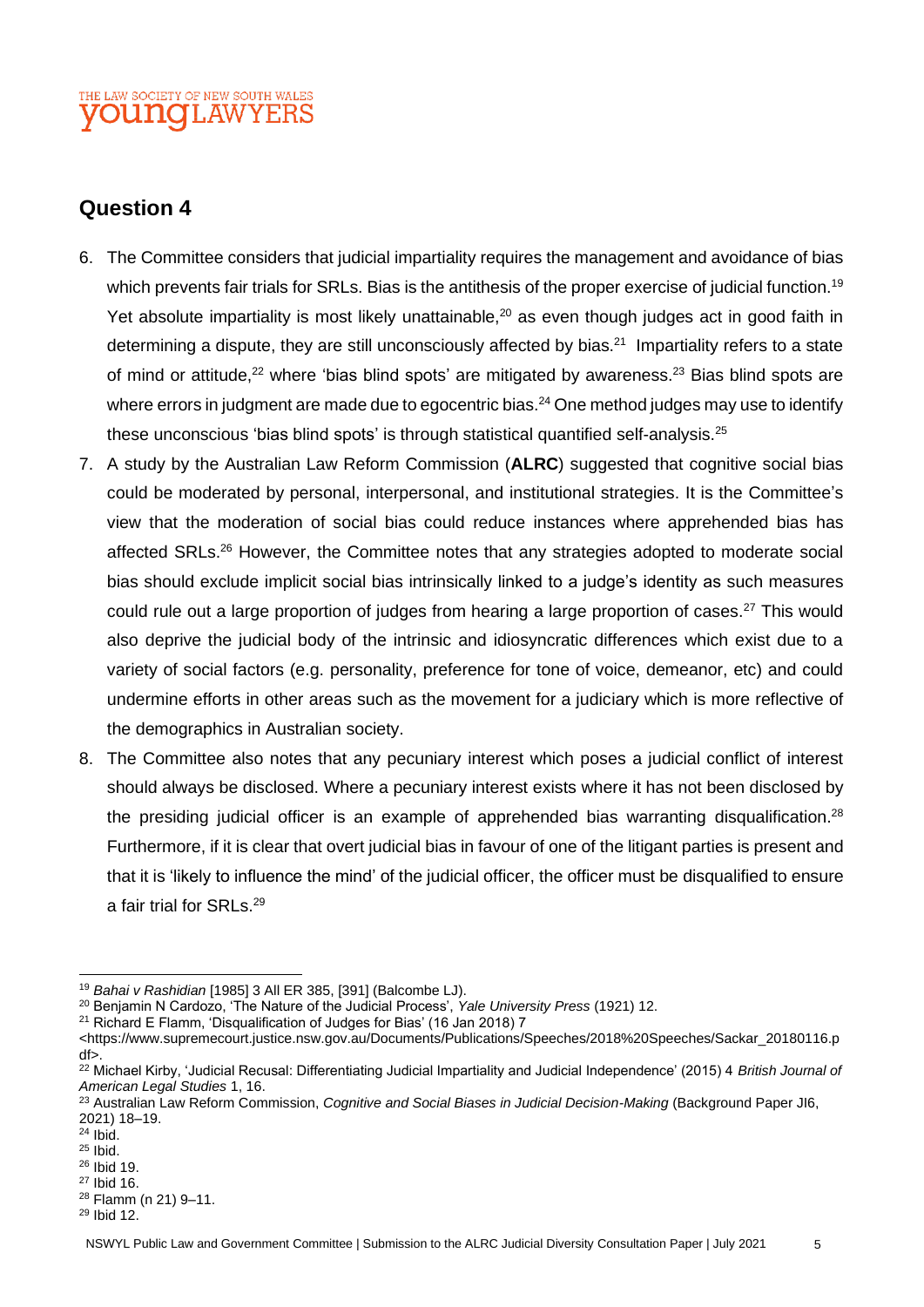## Question 4

6. The Committee considers that judicial impartiality requires the management and avoidance of bias which prevents fair trials for SRLs. Bias is the antithesis of the proper exercise of judicial function.[19] Yet absolute impartiality is most likely unattainable,[20] as even though judges act in good faith in determining a dispute, they are still unconsciously affected by bias.[21] Impartiality refers to a state of mind or attitude,[22] where 'bias blind spots' are mitigated by awareness.[23] Bias blind spots are where errors in judgment are made due to egocentric bias.[24] One method judges may use to identify these unconscious 'bias blind spots' is through statistical quantified self-analysis.[25]
7. A study by the Australian Law Reform Commission (**ALRC**) suggested that cognitive social bias could be moderated by personal, interpersonal, and institutional strategies. It is the Committee's view that the moderation of social bias could reduce instances where apprehended bias has affected SRLs.[26] However, the Committee notes that any strategies adopted to moderate social bias should exclude implicit social bias intrinsically linked to a judge's identity as such measures could rule out a large proportion of judges from hearing a large proportion of cases.[27] This would also deprive the judicial body of the intrinsic and idiosyncratic differences which exist due to a variety of social factors (e.g. personality, preference for tone of voice, demeanor, etc) and could undermine efforts in other areas such as the movement for a judiciary which is more reflective of the demographics in Australian society.
8. The Committee also notes that any pecuniary interest which poses a judicial conflict of interest should always be disclosed. Where a pecuniary interest exists where it has not been disclosed by the presiding judicial officer is an example of apprehended bias warranting disqualification.[28] Furthermore, if it is clear that overt judicial bias in favour of one of the litigant parties is present and that it is 'likely to influence the mind' of the judicial officer, the officer must be disqualified to ensure a fair trial for SRLs.[29]

---

[19] *Bahai v Rashidian* [1985] 3 All ER 385, [391] (Balcombe LJ).
[20] Benjamin N Cardozo, 'The Nature of the Judicial Process', *Yale University Press* (1921) 12.
[21] Richard E Flamm, 'Disqualification of Judges for Bias' (16 Jan 2018) 7 <https://www.supremecourt.justice.nsw.gov.au/Documents/Publications/Speeches/2018%20Speeches/Sackar_20180116.pdf>.
[22] Michael Kirby, 'Judicial Recusal: Differentiating Judicial Impartiality and Judicial Independence' (2015) 4 *British Journal of American Legal Studies* 1, 16.
[23] Australian Law Reform Commission, *Cognitive and Social Biases in Judicial Decision-Making* (Background Paper JI6, 2021) 18–19.
[24] Ibid.
[25] Ibid.
[26] Ibid 19.
[27] Ibid 16.
[28] Flamm (n 21) 9–11.
[29] Ibid 12.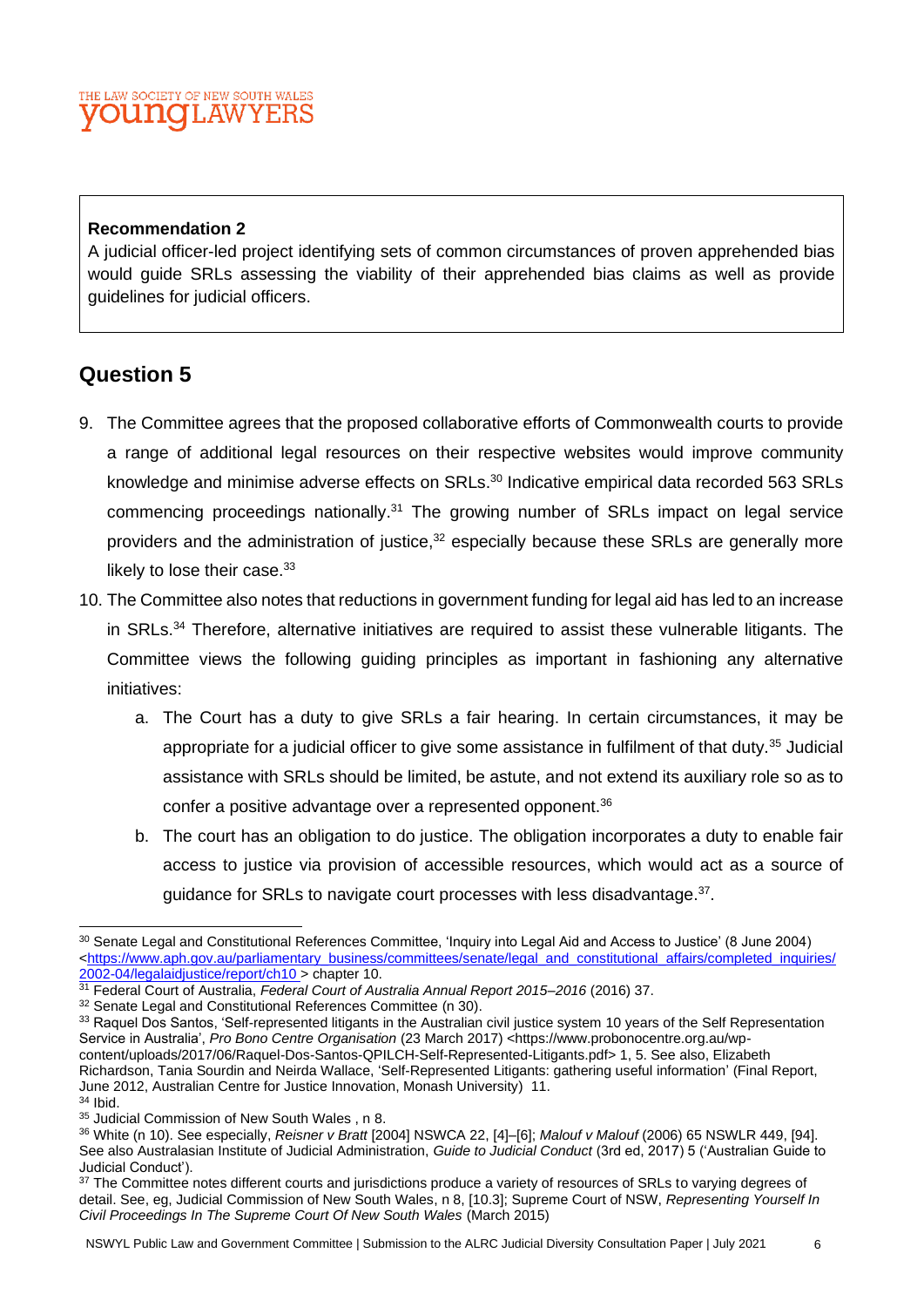**Recommendation 2**

A judicial officer-led project identifying sets of common circumstances of proven apprehended bias would guide SRLs assessing the viability of their apprehended bias claims as well as provide guidelines for judicial officers.

## Question 5

9. The Committee agrees that the proposed collaborative efforts of Commonwealth courts to provide a range of additional legal resources on their respective websites would improve community knowledge and minimise adverse effects on SRLs.[30] Indicative empirical data recorded 563 SRLs commencing proceedings nationally.[31] The growing number of SRLs impact on legal service providers and the administration of justice,[32] especially because these SRLs are generally more likely to lose their case.[33]
10. The Committee also notes that reductions in government funding for legal aid has led to an increase in SRLs.[34] Therefore, alternative initiatives are required to assist these vulnerable litigants. The Committee views the following guiding principles as important in fashioning any alternative initiatives:
    a. The Court has a duty to give SRLs a fair hearing. In certain circumstances, it may be appropriate for a judicial officer to give some assistance in fulfilment of that duty.[35] Judicial assistance with SRLs should be limited, be astute, and not extend its auxiliary role so as to confer a positive advantage over a represented opponent.[36]
    b. The court has an obligation to do justice. The obligation incorporates a duty to enable fair access to justice via provision of accessible resources, which would act as a source of guidance for SRLs to navigate court processes with less disadvantage.[37].

---

[30] Senate Legal and Constitutional References Committee, 'Inquiry into Legal Aid and Access to Justice' (8 June 2004) <https://www.aph.gov.au/parliamentary_business/committees/senate/legal_and_constitutional_affairs/completed_inquiries/2002-04/legalaidjustice/report/ch10 > chapter 10.

[31] Federal Court of Australia, *Federal Court of Australia Annual Report 2015–2016* (2016) 37.

[32] Senate Legal and Constitutional References Committee (n 30).

[33] Raquel Dos Santos, 'Self-represented litigants in the Australian civil justice system 10 years of the Self Representation Service in Australia', *Pro Bono Centre Organisation* (23 March 2017) <https://www.probonocentre.org.au/wp-content/uploads/2017/06/Raquel-Dos-Santos-QPILCH-Self-Represented-Litigants.pdf> 1, 5. See also, Elizabeth Richardson, Tania Sourdin and Neirda Wallace, 'Self-Represented Litigants: gathering useful information' (Final Report, June 2012, Australian Centre for Justice Innovation, Monash University) 11.

[34] Ibid.

[35] Judicial Commission of New South Wales , n 8.

[36] White (n 10). See especially, *Reisner v Bratt* [2004] NSWCA 22, [4]–[6]; *Malouf v Malouf* (2006) 65 NSWLR 449, [94]. See also Australasian Institute of Judicial Administration, *Guide to Judicial Conduct* (3rd ed, 2017) 5 ('Australian Guide to Judicial Conduct').

[37] The Committee notes different courts and jurisdictions produce a variety of resources of SRLs to varying degrees of detail. See, eg, Judicial Commission of New South Wales, n 8, [10.3]; Supreme Court of NSW, *Representing Yourself In Civil Proceedings In The Supreme Court Of New South Wales* (March 2015)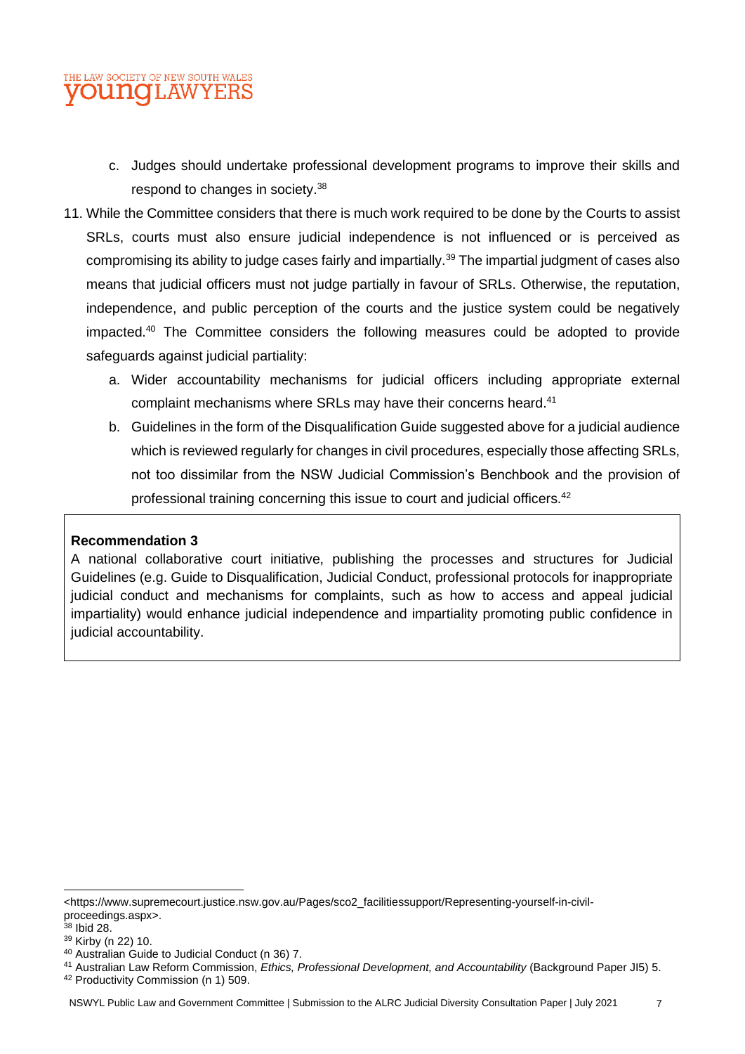c. Judges should undertake professional development programs to improve their skills and respond to changes in society.[38]

11. While the Committee considers that there is much work required to be done by the Courts to assist SRLs, courts must also ensure judicial independence is not influenced or is perceived as compromising its ability to judge cases fairly and impartially.[39] The impartial judgment of cases also means that judicial officers must not judge partially in favour of SRLs. Otherwise, the reputation, independence, and public perception of the courts and the justice system could be negatively impacted.[40] The Committee considers the following measures could be adopted to provide safeguards against judicial partiality:

    a. Wider accountability mechanisms for judicial officers including appropriate external complaint mechanisms where SRLs may have their concerns heard.[41]

    b. Guidelines in the form of the Disqualification Guide suggested above for a judicial audience which is reviewed regularly for changes in civil procedures, especially those affecting SRLs, not too dissimilar from the NSW Judicial Commission's Benchbook and the provision of professional training concerning this issue to court and judicial officers.[42]

> **Recommendation 3**
>
> A national collaborative court initiative, publishing the processes and structures for Judicial Guidelines (e.g. Guide to Disqualification, Judicial Conduct, professional protocols for inappropriate judicial conduct and mechanisms for complaints, such as how to access and appeal judicial impartiality) would enhance judicial independence and impartiality promoting public confidence in judicial accountability.

---

<https://www.supremecourt.justice.nsw.gov.au/Pages/sco2_facilitiessupport/Representing-yourself-in-civil-proceedings.aspx>.

[38] Ibid 28.

[39] Kirby (n 22) 10.

[40] Australian Guide to Judicial Conduct (n 36) 7.

[41] Australian Law Reform Commission, *Ethics, Professional Development, and Accountability* (Background Paper JI5) 5.

[42] Productivity Commission (n 1) 509.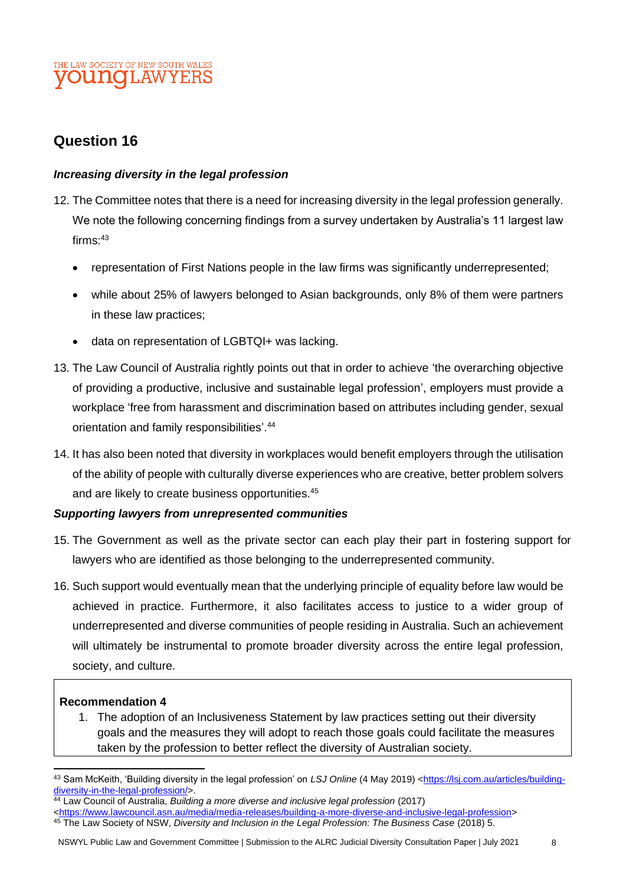## Question 16

### *Increasing diversity in the legal profession*

12. The Committee notes that there is a need for increasing diversity in the legal profession generally. We note the following concerning findings from a survey undertaken by Australia's 11 largest law firms:[43]

    - representation of First Nations people in the law firms was significantly underrepresented;
    - while about 25% of lawyers belonged to Asian backgrounds, only 8% of them were partners in these law practices;
    - data on representation of LGBTQI+ was lacking.

13. The Law Council of Australia rightly points out that in order to achieve 'the overarching objective of providing a productive, inclusive and sustainable legal profession', employers must provide a workplace 'free from harassment and discrimination based on attributes including gender, sexual orientation and family responsibilities'.[44]

14. It has also been noted that diversity in workplaces would benefit employers through the utilisation of the ability of people with culturally diverse experiences who are creative, better problem solvers and are likely to create business opportunities.[45]

### *Supporting lawyers from unrepresented communities*

15. The Government as well as the private sector can each play their part in fostering support for lawyers who are identified as those belonging to the underrepresented community.

16. Such support would eventually mean that the underlying principle of equality before law would be achieved in practice. Furthermore, it also facilitates access to justice to a wider group of underrepresented and diverse communities of people residing in Australia. Such an achievement will ultimately be instrumental to promote broader diversity across the entire legal profession, society, and culture.

**Recommendation 4**

1. The adoption of an Inclusiveness Statement by law practices setting out their diversity goals and the measures they will adopt to reach those goals could facilitate the measures taken by the profession to better reflect the diversity of Australian society.

---

[43] Sam McKeith, 'Building diversity in the legal profession' on *LSJ Online* (4 May 2019) <https://lsj.com.au/articles/building-diversity-in-the-legal-profession/>.

[44] Law Council of Australia, *Building a more diverse and inclusive legal profession* (2017) <https://www.lawcouncil.asn.au/media/media-releases/building-a-more-diverse-and-inclusive-legal-profession>

[45] The Law Society of NSW, *Diversity and Inclusion in the Legal Profession: The Business Case* (2018) 5.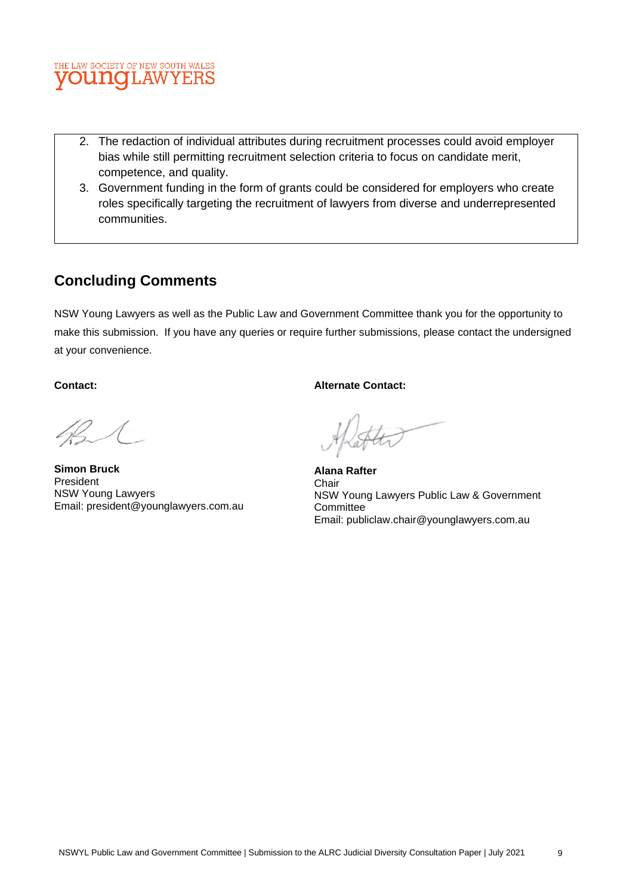2. The redaction of individual attributes during recruitment processes could avoid employer bias while still permitting recruitment selection criteria to focus on candidate merit, competence, and quality.
3. Government funding in the form of grants could be considered for employers who create roles specifically targeting the recruitment of lawyers from diverse and underrepresented communities.

## Concluding Comments

NSW Young Lawyers as well as the Public Law and Government Committee thank you for the opportunity to make this submission. If you have any queries or require further submissions, please contact the undersigned at your convenience.

**Contact:**

**Simon Bruck**
President
NSW Young Lawyers
Email: president@younglawyers.com.au

**Alternate Contact:**

**Alana Rafter**
Chair
NSW Young Lawyers Public Law & Government Committee
Email: publiclaw.chair@younglawyers.com.au